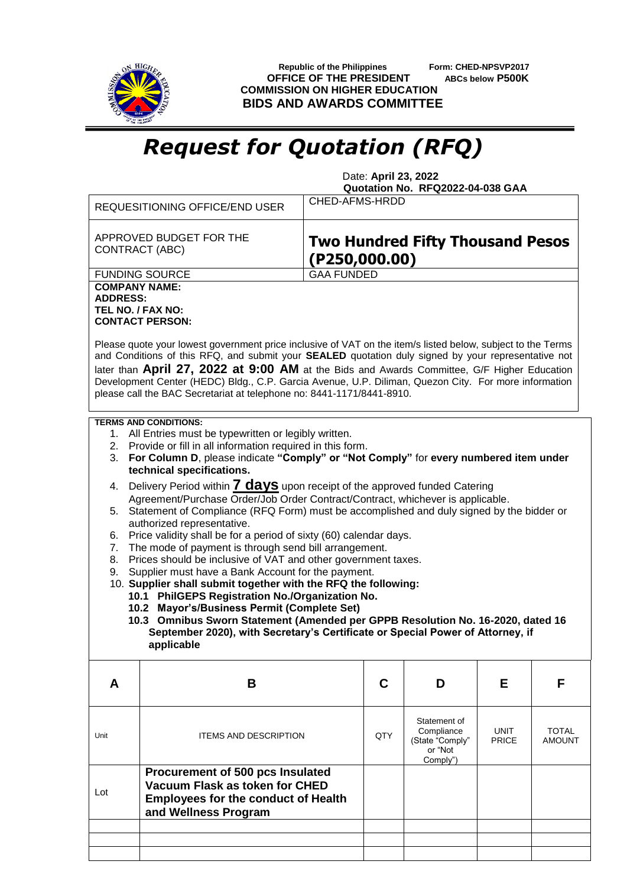Republic of the Philippines
**OFFICE OF THE PRESIDENT**
**COMMISSION ON HIGHER EDUCATION**
**BIDS AND AWARDS COMMITTEE**

Form: CHED-NPSVP2017
**ABCs below P500K**

# *Request for Quotation (RFQ)*

Date: **April 23, 2022**
**Quotation No. RFQ2022-04-038 GAA**

| REQUESITIONING OFFICE/END USER | CHED-AFMS-HRDD |
|---|---|
| APPROVED BUDGET FOR THE CONTRACT (ABC) | **Two Hundred Fifty Thousand Pesos (P250,000.00)** |
| FUNDING SOURCE | GAA FUNDED |

**COMPANY NAME:**
**ADDRESS:**
**TEL NO. / FAX NO:**
**CONTACT PERSON:**

Please quote your lowest government price inclusive of VAT on the item/s listed below, subject to the Terms and Conditions of this RFQ, and submit your **SEALED** quotation duly signed by your representative not later than **April 27, 2022 at 9:00 AM** at the Bids and Awards Committee, G/F Higher Education Development Center (HEDC) Bldg., C.P. Garcia Avenue, U.P. Diliman, Quezon City. For more information please call the BAC Secretariat at telephone no: 8441-1171/8441-8910.

**TERMS AND CONDITIONS:**

1. All Entries must be typewritten or legibly written.
2. Provide or fill in all information required in this form.
3. **For Column D**, please indicate **"Comply" or "Not Comply"** for **every numbered item under technical specifications.**
4. Delivery Period within **7 days** upon receipt of the approved funded Catering Agreement/Purchase Order/Job Order Contract/Contract, whichever is applicable.
5. Statement of Compliance (RFQ Form) must be accomplished and duly signed by the bidder or authorized representative.
6. Price validity shall be for a period of sixty (60) calendar days.
7. The mode of payment is through send bill arrangement.
8. Prices should be inclusive of VAT and other government taxes.
9. Supplier must have a Bank Account for the payment.
10. **Supplier shall submit together with the RFQ the following:**
    **10.1 PhilGEPS Registration No./Organization No.**
    **10.2 Mayor's/Business Permit (Complete Set)**
    **10.3 Omnibus Sworn Statement (Amended per GPPB Resolution No. 16-2020, dated 16 September 2020), with Secretary's Certificate or Special Power of Attorney, if applicable**

| A | B | C | D | E | F |
|---|---|---|---|---|---|
| Unit | ITEMS AND DESCRIPTION | QTY | Statement of Compliance (State "Comply" or "Not Comply") | UNIT PRICE | TOTAL AMOUNT |
| Lot | **Procurement of 500 pcs Insulated Vacuum Flask as token for CHED Employees for the conduct of Health and Wellness Program** | | | | |
| | | | | | |
| | | | | | |
| | | | | | |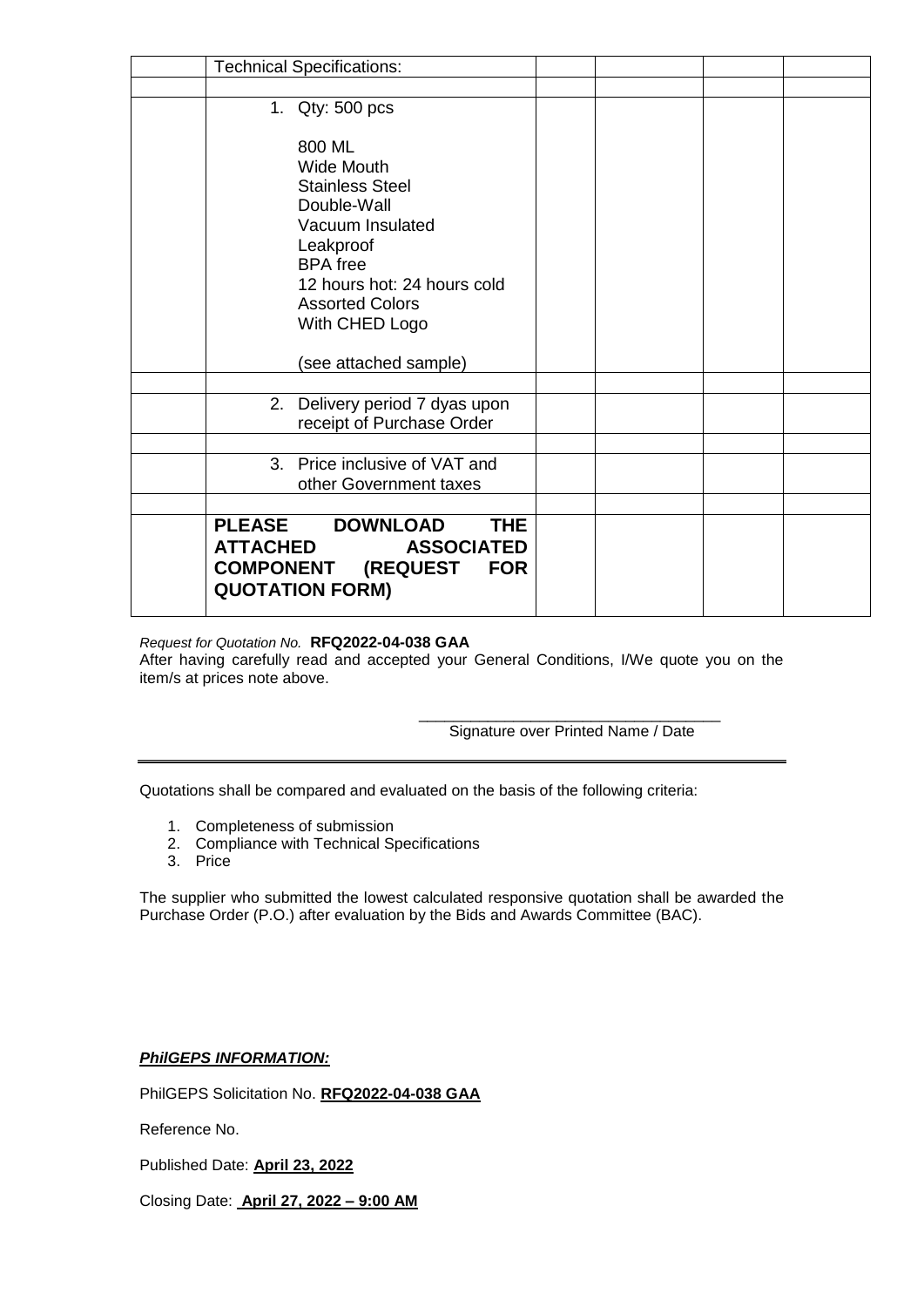| | | | | | |
|---|---|---|---|---|---|
| | Technical Specifications: | | | | |
| | | | | | |
| | 1. Qty: 500 pcs<br><br>800 ML<br>Wide Mouth<br>Stainless Steel<br>Double-Wall<br>Vacuum Insulated<br>Leakproof<br>BPA free<br>12 hours hot: 24 hours cold<br>Assorted Colors<br>With CHED Logo<br><br>(see attached sample) | | | | |
| | | | | | |
| | 2. Delivery period 7 dyas upon receipt of Purchase Order | | | | |
| | | | | | |
| | 3. Price inclusive of VAT and other Government taxes | | | | |
| | | | | | |
| | **PLEASE DOWNLOAD THE ATTACHED ASSOCIATED COMPONENT (REQUEST FOR QUOTATION FORM)** | | | | |

*Request for Quotation No.* **RFQ2022-04-038 GAA**

After having carefully read and accepted your General Conditions, I/We quote you on the item/s at prices note above.

\_\_\_\_\_\_\_\_\_\_\_\_\_\_\_\_\_\_\_\_\_\_\_\_\_\_\_\_\_\_\_\_\_\_\_\_
Signature over Printed Name / Date

---

Quotations shall be compared and evaluated on the basis of the following criteria:

1. Completeness of submission
2. Compliance with Technical Specifications
3. Price

The supplier who submitted the lowest calculated responsive quotation shall be awarded the Purchase Order (P.O.) after evaluation by the Bids and Awards Committee (BAC).

***PhilGEPS INFORMATION:***

PhilGEPS Solicitation No. **RFQ2022-04-038 GAA**

Reference No.

Published Date: **April 23, 2022**

Closing Date: **April 27, 2022 – 9:00 AM**